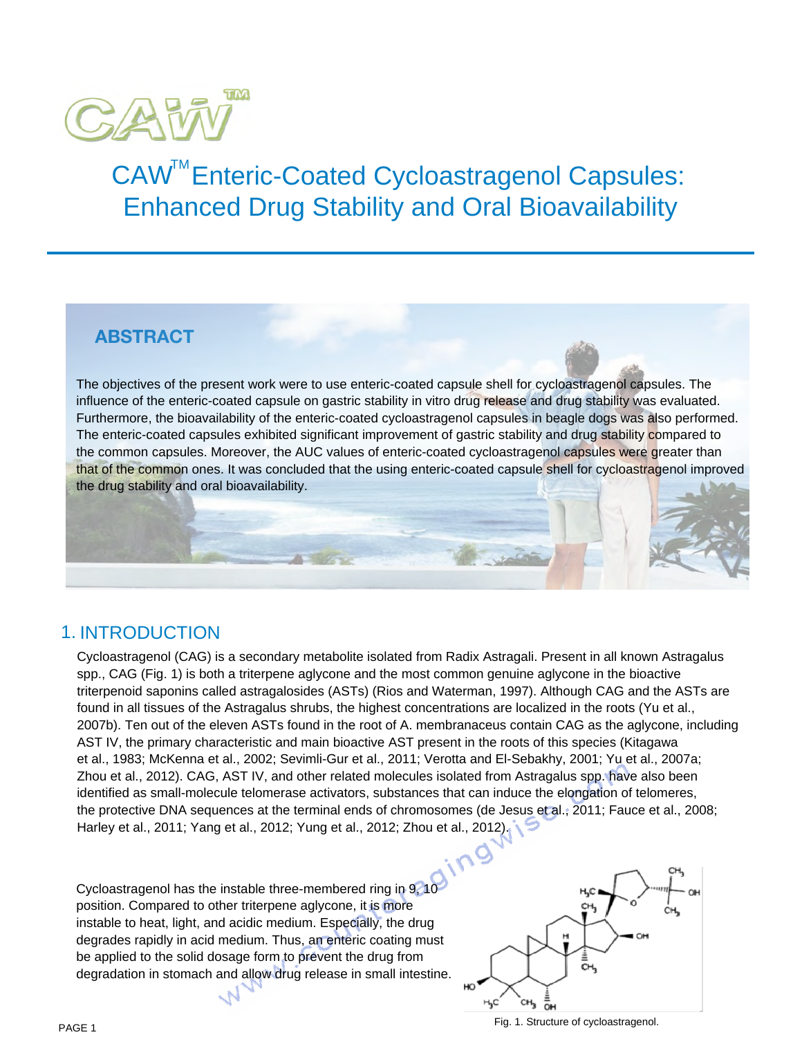# CAW[TM] Enteric-Coated Cycloastragenol Capsules: Enhanced Drug Stability and Oral Bioavailability

## ABSTRACT

The objectives of the present work were to use enteric-coated capsule shell for cycloastragenol capsules. The influence of the enteric-coated capsule on gastric stability in vitro drug release and drug stability was evaluated. Furthermore, the bioavailability of the enteric-coated cycloastragenol capsules in beagle dogs was also performed. The enteric-coated capsules exhibited significant improvement of gastric stability and drug stability compared to the common capsules. Moreover, the AUC values of enteric-coated cycloastragenol capsules were greater than that of the common ones. It was concluded that the using enteric-coated capsule shell for cycloastragenol improved the drug stability and oral bioavailability.

## 1. INTRODUCTION

Cycloastragenol (CAG) is a secondary metabolite isolated from Radix Astragali. Present in all known Astragalus spp., CAG (Fig. 1) is both a triterpene aglycone and the most common genuine aglycone in the bioactive triterpenoid saponins called astragalosides (ASTs) (Rios and Waterman, 1997). Although CAG and the ASTs are found in all tissues of the Astragalus shrubs, the highest concentrations are localized in the roots (Yu et al., 2007b). Ten out of the eleven ASTs found in the root of A. membranaceus contain CAG as the aglycone, including AST IV, the primary characteristic and main bioactive AST present in the roots of this species (Kitagawa et al., 1983; McKenna et al., 2002; Sevimli-Gur et al., 2011; Verotta and El-Sebakhy, 2001; Yu et al., 2007a; Zhou et al., 2012). CAG, AST IV, and other related molecules isolated from Astragalus spp. have also been identified as small-molecule telomerase activators, substances that can induce the elongation of telomeres, the protective DNA sequences at the terminal ends of chromosomes (de Jesus et al., 2011; Fauce et al., 2008; Harley et al., 2011; Yang et al., 2012; Yung et al., 2012; Zhou et al., 2012).

Cycloastragenol has the instable three-membered ring in 9, 10 position. Compared to other triterpene aglycone, it is more instable to heat, light, and acidic medium. Especially, the drug degrades rapidly in acid medium. Thus, an enteric coating must be applied to the solid dosage form to prevent the drug from degradation in stomach and allow drug release in small intestine.

Fig. 1. Structure of cycloastragenol.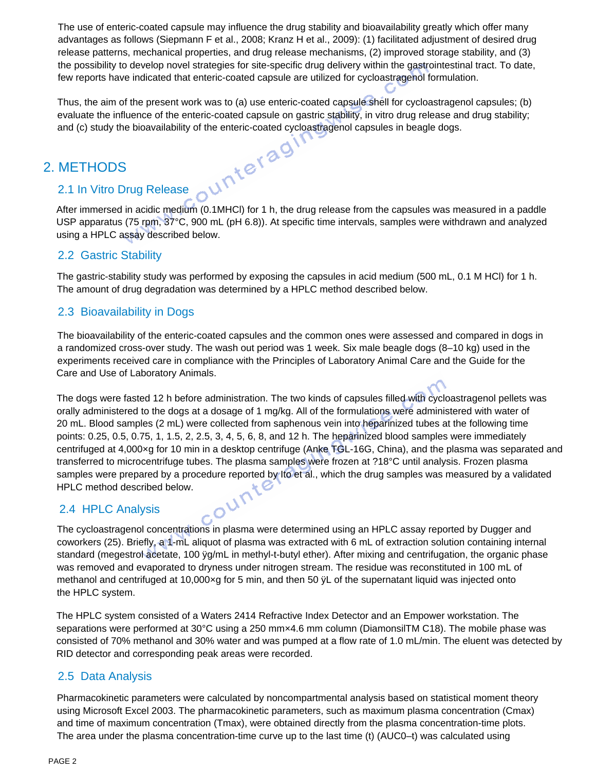The use of enteric-coated capsule may influence the drug stability and bioavailability greatly which offer many advantages as follows (Siepmann F et al., 2008; Kranz H et al., 2009): (1) facilitated adjustment of desired drug release patterns, mechanical properties, and drug release mechanisms, (2) improved storage stability, and (3) the possibility to develop novel strategies for site-specific drug delivery within the gastrointestinal tract. To date, few reports have indicated that enteric-coated capsule are utilized for cycloastragenol formulation.

Thus, the aim of the present work was to (a) use enteric-coated capsule shell for cycloastragenol capsules; (b) evaluate the influence of the enteric-coated capsule on gastric stability, in vitro drug release and drug stability; and (c) study the bioavailability of the enteric-coated cycloastragenol capsules in beagle dogs.

# 2. METHODS

## 2.1 In Vitro Drug Release

After immersed in acidic medium (0.1MHCl) for 1 h, the drug release from the capsules was measured in a paddle USP apparatus (75 rpm, 37°C, 900 mL (pH 6.8)). At specific time intervals, samples were withdrawn and analyzed using a HPLC assay described below.

## 2.2 Gastric Stability

The gastric-stability study was performed by exposing the capsules in acid medium (500 mL, 0.1 M HCl) for 1 h. The amount of drug degradation was determined by a HPLC method described below.

## 2.3 Bioavailability in Dogs

The bioavailability of the enteric-coated capsules and the common ones were assessed and compared in dogs in a randomized cross-over study. The wash out period was 1 week. Six male beagle dogs (8–10 kg) used in the experiments received care in compliance with the Principles of Laboratory Animal Care and the Guide for the Care and Use of Laboratory Animals.

The dogs were fasted 12 h before administration. The two kinds of capsules filled with cycloastragenol pellets was orally administered to the dogs at a dosage of 1 mg/kg. All of the formulations were administered with water of 20 mL. Blood samples (2 mL) were collected from saphenous vein into heparinized tubes at the following time points: 0.25, 0.5, 0.75, 1, 1.5, 2, 2.5, 3, 4, 5, 6, 8, and 12 h. The heparinized blood samples were immediately centrifuged at 4,000×g for 10 min in a desktop centrifuge (Anke TGL-16G, China), and the plasma was separated and transferred to microcentrifuge tubes. The plasma samples were frozen at ?18°C until analysis. Frozen plasma samples were prepared by a procedure reported by Ito et al., which the drug samples was measured by a validated HPLC method described below.

## 2.4 HPLC Analysis

The cycloastragenol concentrations in plasma were determined using an HPLC assay reported by Dugger and coworkers (25). Briefly, a 1-mL aliquot of plasma was extracted with 6 mL of extraction solution containing internal standard (megestrol acetate, 100 ÿg/mL in methyl-t-butyl ether). After mixing and centrifugation, the organic phase was removed and evaporated to dryness under nitrogen stream. The residue was reconstituted in 100 mL of methanol and centrifuged at 10,000×g for 5 min, and then 50 ÿL of the supernatant liquid was injected onto the HPLC system.

The HPLC system consisted of a Waters 2414 Refractive Index Detector and an Empower workstation. The separations were performed at 30°C using a 250 mm×4.6 mm column (DiamonsilTM C18). The mobile phase was consisted of 70% methanol and 30% water and was pumped at a flow rate of 1.0 mL/min. The eluent was detected by RID detector and corresponding peak areas were recorded.

## 2.5 Data Analysis

Pharmacokinetic parameters were calculated by noncompartmental analysis based on statistical moment theory using Microsoft Excel 2003. The pharmacokinetic parameters, such as maximum plasma concentration (Cmax) and time of maximum concentration (Tmax), were obtained directly from the plasma concentration-time plots. The area under the plasma concentration-time curve up to the last time (t) (AUC0–t) was calculated using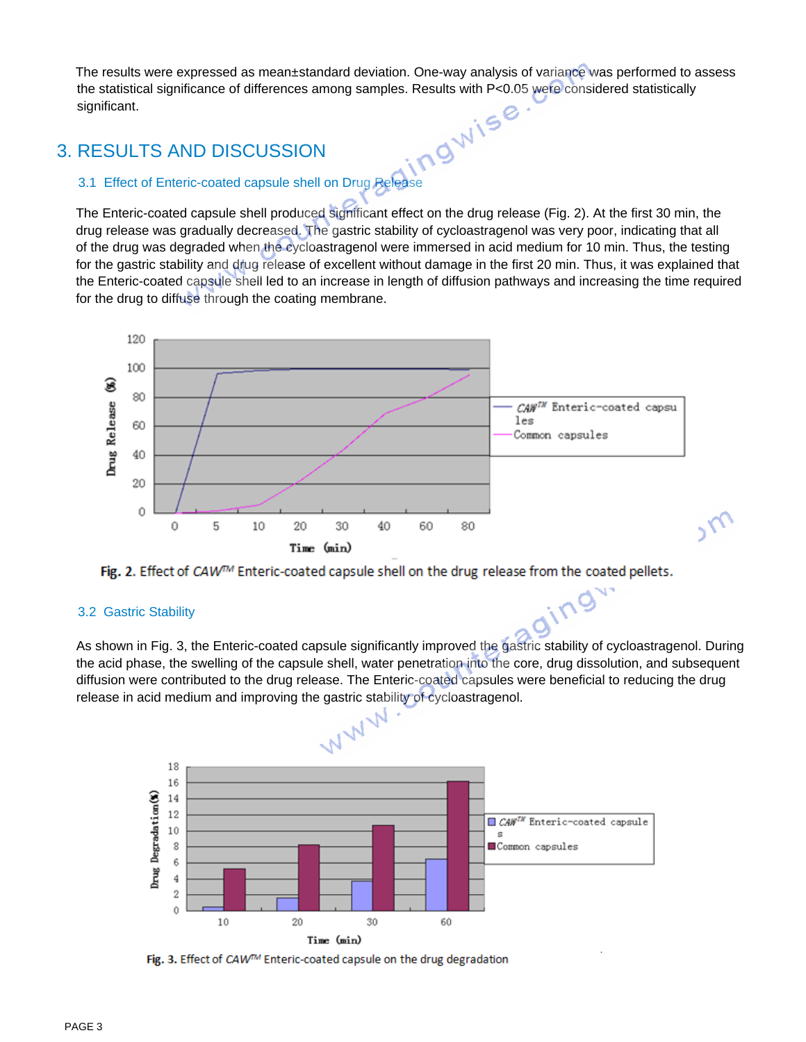The results were expressed as mean±standard deviation. One-way analysis of variance was performed to assess the statistical significance of differences among samples. Results with $P<0.05$ were considered statistically significant.

## 3. RESULTS AND DISCUSSION

### 3.1 Effect of Enteric-coated capsule shell on Drug Release

The Enteric-coated capsule shell produced significant effect on the drug release (Fig. 2). At the first 30 min, the drug release was gradually decreased. The gastric stability of cycloastragenol was very poor, indicating that all of the drug was degraded when the cycloastragenol were immersed in acid medium for 10 min. Thus, the testing for the gastric stability and drug release of excellent without damage in the first 20 min. Thus, it was explained that the Enteric-coated capsule shell led to an increase in length of diffusion pathways and increasing the time required for the drug to diffuse through the coating membrane.

**Fig. 2.** Effect of *CAW™* Enteric-coated capsule shell on the drug release from the coated pellets.

### 3.2 Gastric Stability

As shown in Fig. 3, the Enteric-coated capsule significantly improved the gastric stability of cycloastragenol. During the acid phase, the swelling of the capsule shell, water penetration into the core, drug dissolution, and subsequent diffusion were contributed to the drug release. The Enteric-coated capsules were beneficial to reducing the drug release in acid medium and improving the gastric stability of cycloastragenol.

**Fig. 3.** Effect of *CAW™* Enteric-coated capsule on the drug degradation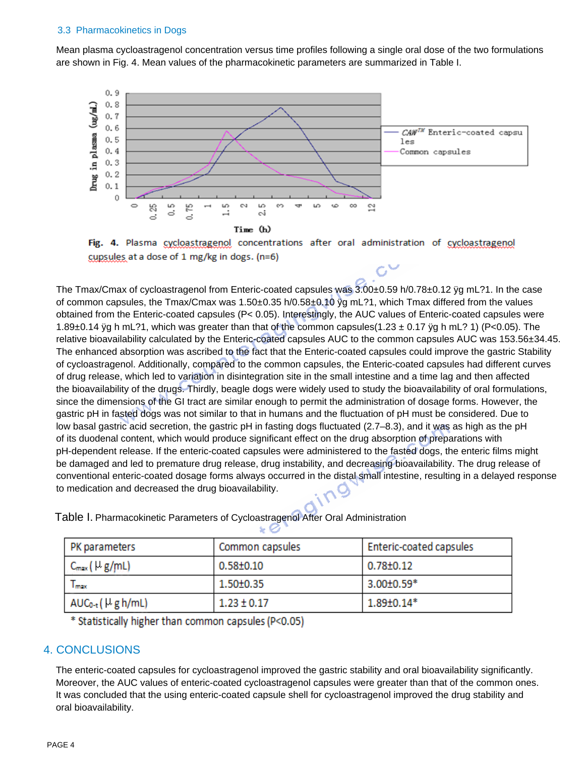### 3.3 Pharmacokinetics in Dogs

Mean plasma cycloastragenol concentration versus time profiles following a single oral dose of the two formulations are shown in Fig. 4. Mean values of the pharmacokinetic parameters are summarized in Table I.

Fig. 4. Plasma cycloastragenol concentrations after oral administration of cycloastragenol cupsules at a dose of 1 mg/kg in dogs. (n=6)

The Tmax/Cmax of cycloastragenol from Enteric-coated capsules was 3.00±0.59 h/0.78±0.12 ÿg mL?1. In the case of common capsules, the Tmax/Cmax was 1.50±0.35 h/0.58±0.10 ÿg mL?1, which Tmax differed from the values obtained from the Enteric-coated capsules (P< 0.05). Interestingly, the AUC values of Enteric-coated capsules were 1.89±0.14 ÿg h mL?1, which was greater than that of the common capsules(1.23 ± 0.17 ÿg h mL? 1) (P<0.05). The relative bioavailability calculated by the Enteric-coated capsules AUC to the common capsules AUC was 153.56±34.45. The enhanced absorption was ascribed to the fact that the Enteric-coated capsules could improve the gastric Stability of cycloastragenol. Additionally, compared to the common capsules, the Enteric-coated capsules had different curves of drug release, which led to variation in disintegration site in the small intestine and a time lag and then affected the bioavailability of the drugs. Thirdly, beagle dogs were widely used to study the bioavailability of oral formulations, since the dimensions of the GI tract are similar enough to permit the administration of dosage forms. However, the gastric pH in fasted dogs was not similar to that in humans and the fluctuation of pH must be considered. Due to low basal gastric acid secretion, the gastric pH in fasting dogs fluctuated (2.7–8.3), and it was as high as the pH of its duodenal content, which would produce significant effect on the drug absorption of preparations with pH-dependent release. If the enteric-coated capsules were administered to the fasted dogs, the enteric films might be damaged and led to premature drug release, drug instability, and decreasing bioavailability. The drug release of conventional enteric-coated dosage forms always occurred in the distal small intestine, resulting in a delayed response to medication and decreased the drug bioavailability.

Table I. Pharmacokinetic Parameters of Cycloastragenol After Oral Administration

| PK parameters | Common capsules | Enteric-coated capsules |
| --- | --- | --- |
| $C_{max}$ (μg/mL) | 0.58±0.10 | 0.78±0.12 |
| $T_{max}$ | 1.50±0.35 | 3.00±0.59* |
| $AUC_{0-t}$ (μg h/mL) | 1.23 ± 0.17 | 1.89±0.14* |

* Statistically higher than common capsules (P<0.05)

## 4. CONCLUSIONS

The enteric-coated capsules for cycloastragenol improved the gastric stability and oral bioavailability significantly. Moreover, the AUC values of enteric-coated cycloastragenol capsules were greater than that of the common ones. It was concluded that the using enteric-coated capsule shell for cycloastragenol improved the drug stability and oral bioavailability.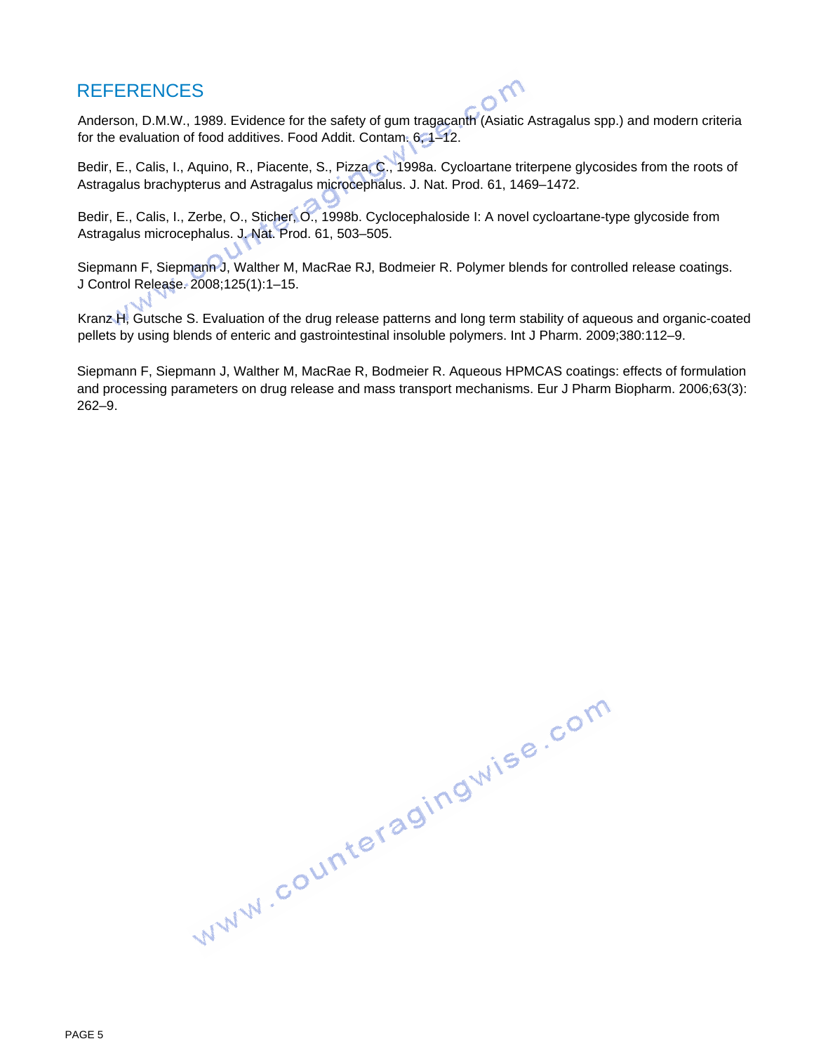## REFERENCES

Anderson, D.M.W., 1989. Evidence for the safety of gum tragacanth (Asiatic Astragalus spp.) and modern criteria for the evaluation of food additives. Food Addit. Contam. 6, 1–12.

Bedir, E., Calis, I., Aquino, R., Piacente, S., Pizza, C., 1998a. Cycloartane triterpene glycosides from the roots of Astragalus brachypterus and Astragalus microcephalus. J. Nat. Prod. 61, 1469–1472.

Bedir, E., Calis, I., Zerbe, O., Sticher, O., 1998b. Cyclocephaloside I: A novel cycloartane-type glycoside from Astragalus microcephalus. J. Nat. Prod. 61, 503–505.

Siepmann F, Siepmann J, Walther M, MacRae RJ, Bodmeier R. Polymer blends for controlled release coatings. J Control Release. 2008;125(1):1–15.

Kranz H, Gutsche S. Evaluation of the drug release patterns and long term stability of aqueous and organic-coated pellets by using blends of enteric and gastrointestinal insoluble polymers. Int J Pharm. 2009;380:112–9.

Siepmann F, Siepmann J, Walther M, MacRae R, Bodmeier R. Aqueous HPMCAS coatings: effects of formulation and processing parameters on drug release and mass transport mechanisms. Eur J Pharm Biopharm. 2006;63(3): 262–9.